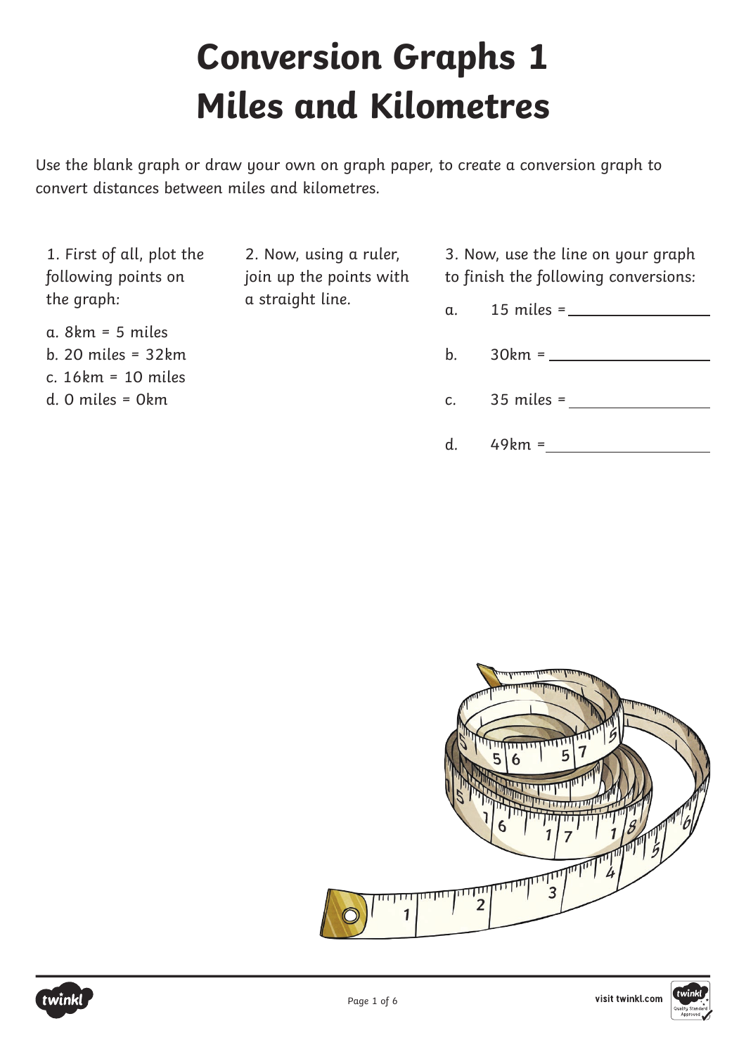# Conversion Graphs 1
# Miles and Kilometres

Use the blank graph or draw your own on graph paper, to create a conversion graph to convert distances between miles and kilometres.

1. First of all, plot the following points on the graph:

a. 8km = 5 miles
b. 20 miles = 32km
c. 16km = 10 miles
d. 0 miles = 0km

2. Now, using a ruler, join up the points with a straight line.

3. Now, use the line on your graph to finish the following conversions:

a. 15 miles = ________________

b. 30km = ________________

c. 35 miles = ________________

d. 49km = ________________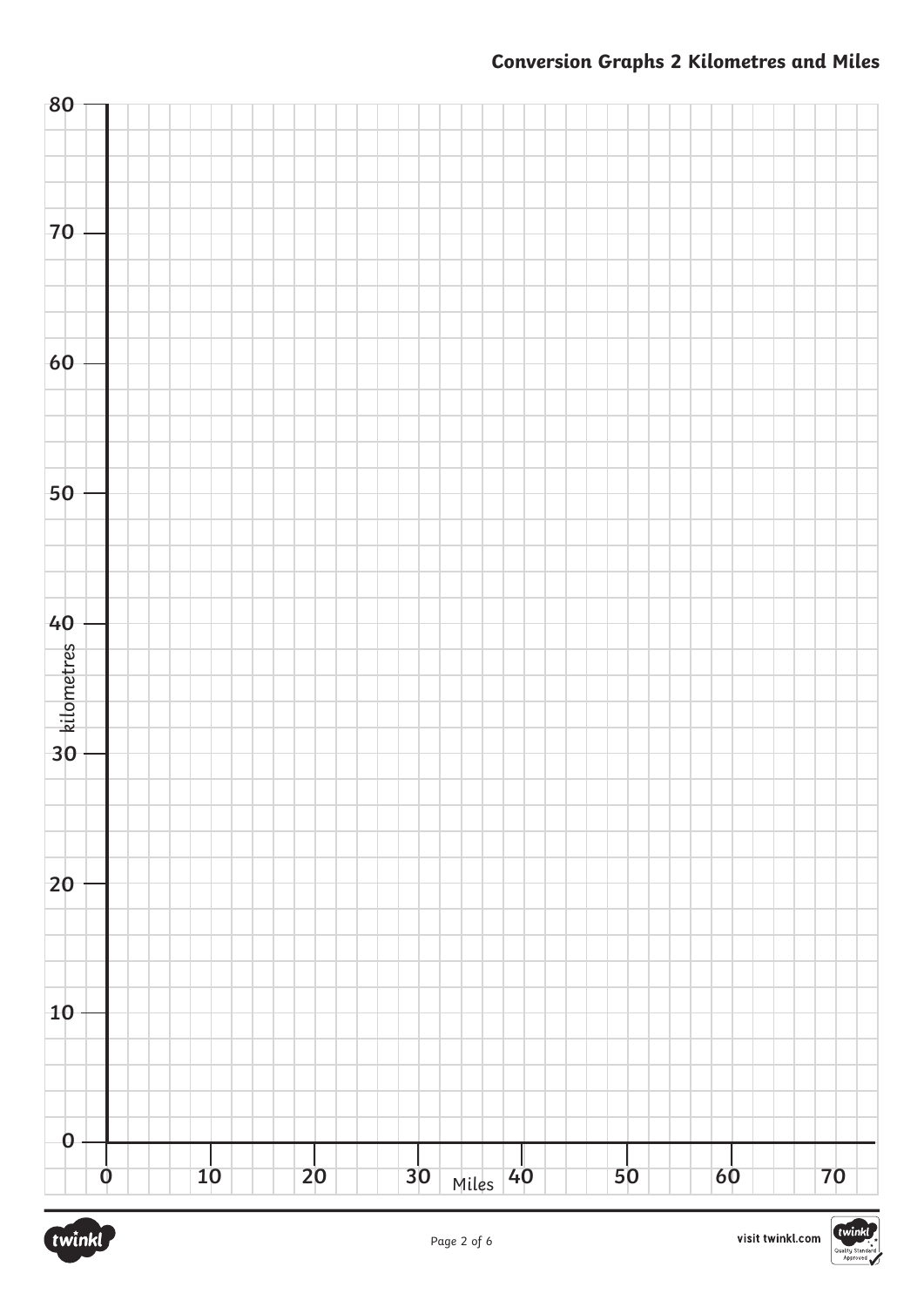## Conversion Graphs 2 Kilometres and Miles

kilometres

80

70

60

50

40

30

20

10

0

0 10 20 30 40 50 60 70

Miles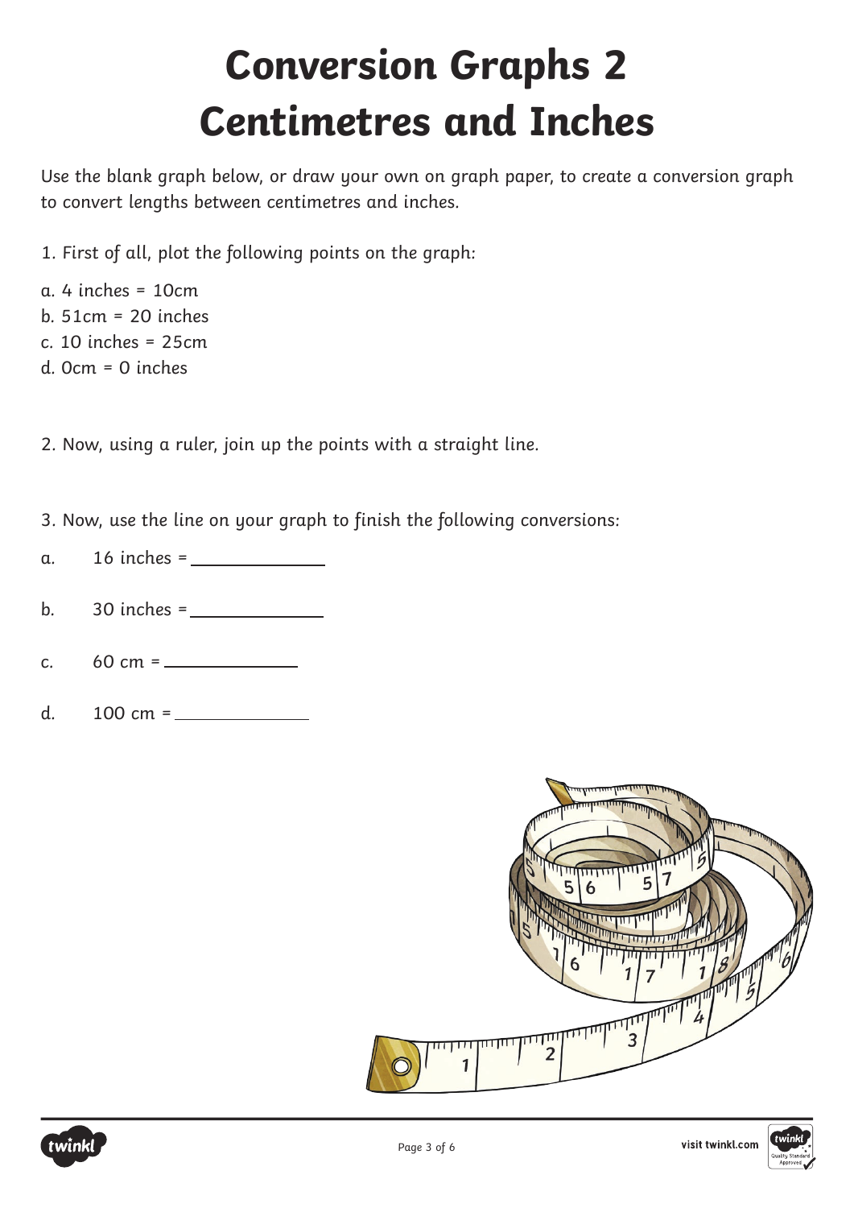# Conversion Graphs 2
# Centimetres and Inches

Use the blank graph below, or draw your own on graph paper, to create a conversion graph to convert lengths between centimetres and inches.

1. First of all, plot the following points on the graph:

a. 4 inches = 10cm
b. 51cm = 20 inches
c. 10 inches = 25cm
d. 0cm = 0 inches

2. Now, using a ruler, join up the points with a straight line.

3. Now, use the line on your graph to finish the following conversions:

a. 16 inches = ____________

b. 30 inches = ____________

c. 60 cm = ____________

d. 100 cm = ____________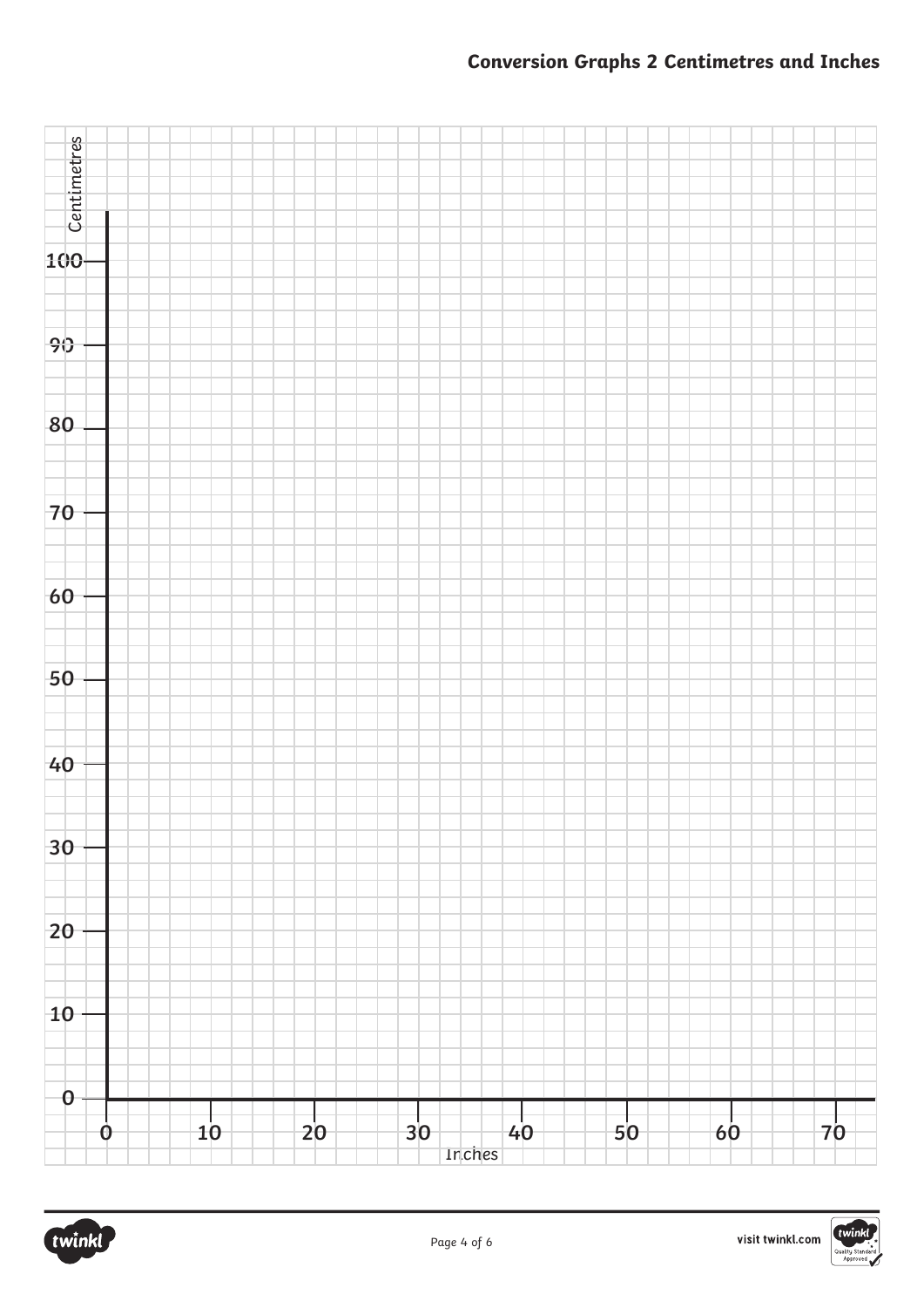## Conversion Graphs 2 Centimetres and Inches

Centimetres

100

90

80

70

60

50

40

30

20

10

0

0 10 20 30 40 50 60 70

Inches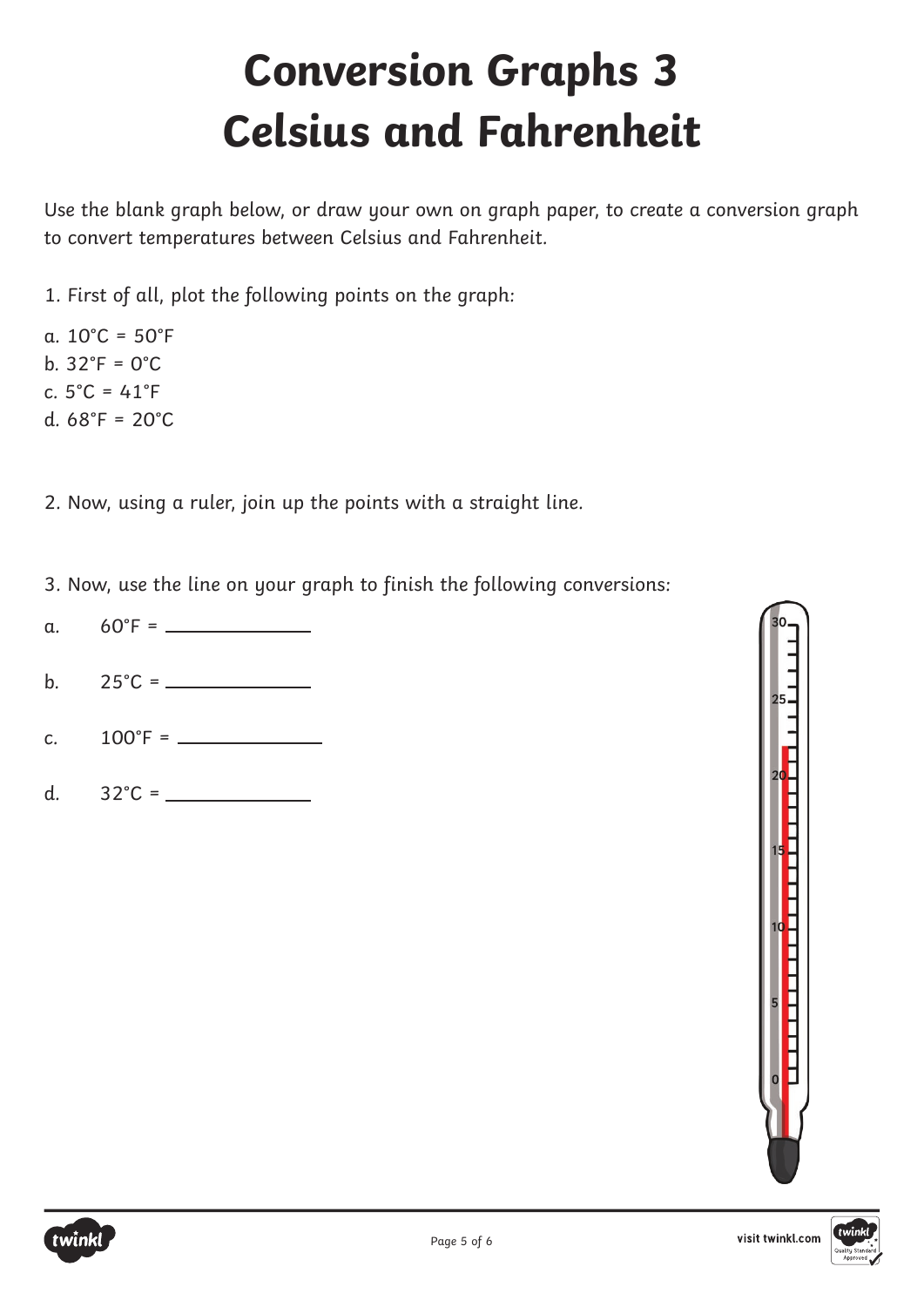# Conversion Graphs 3
# Celsius and Fahrenheit

Use the blank graph below, or draw your own on graph paper, to create a conversion graph to convert temperatures between Celsius and Fahrenheit.

1. First of all, plot the following points on the graph:

a. 10°C = 50°F
b. 32°F = 0°C
c. 5°C = 41°F
d. 68°F = 20°C

2. Now, using a ruler, join up the points with a straight line.

3. Now, use the line on your graph to finish the following conversions:

a. 60°F = ____________

b. 25°C = ____________

c. 100°F = ____________

d. 32°C = ____________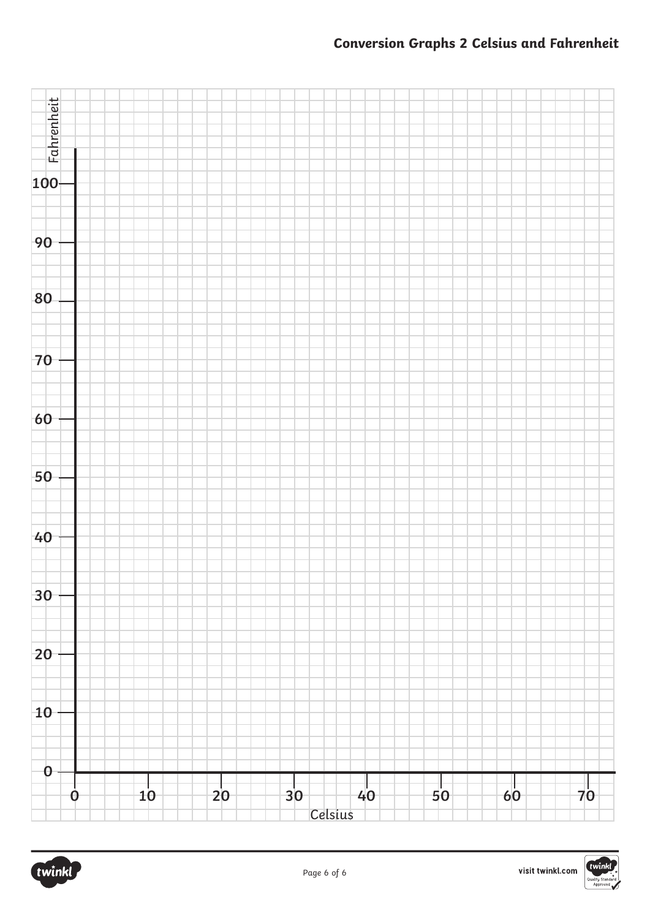## Conversion Graphs 2 Celsius and Fahrenheit

Fahrenheit

100
90
80
70
60
50
40
30
20
10
0

0 10 20 30 40 50 60 70

Celsius